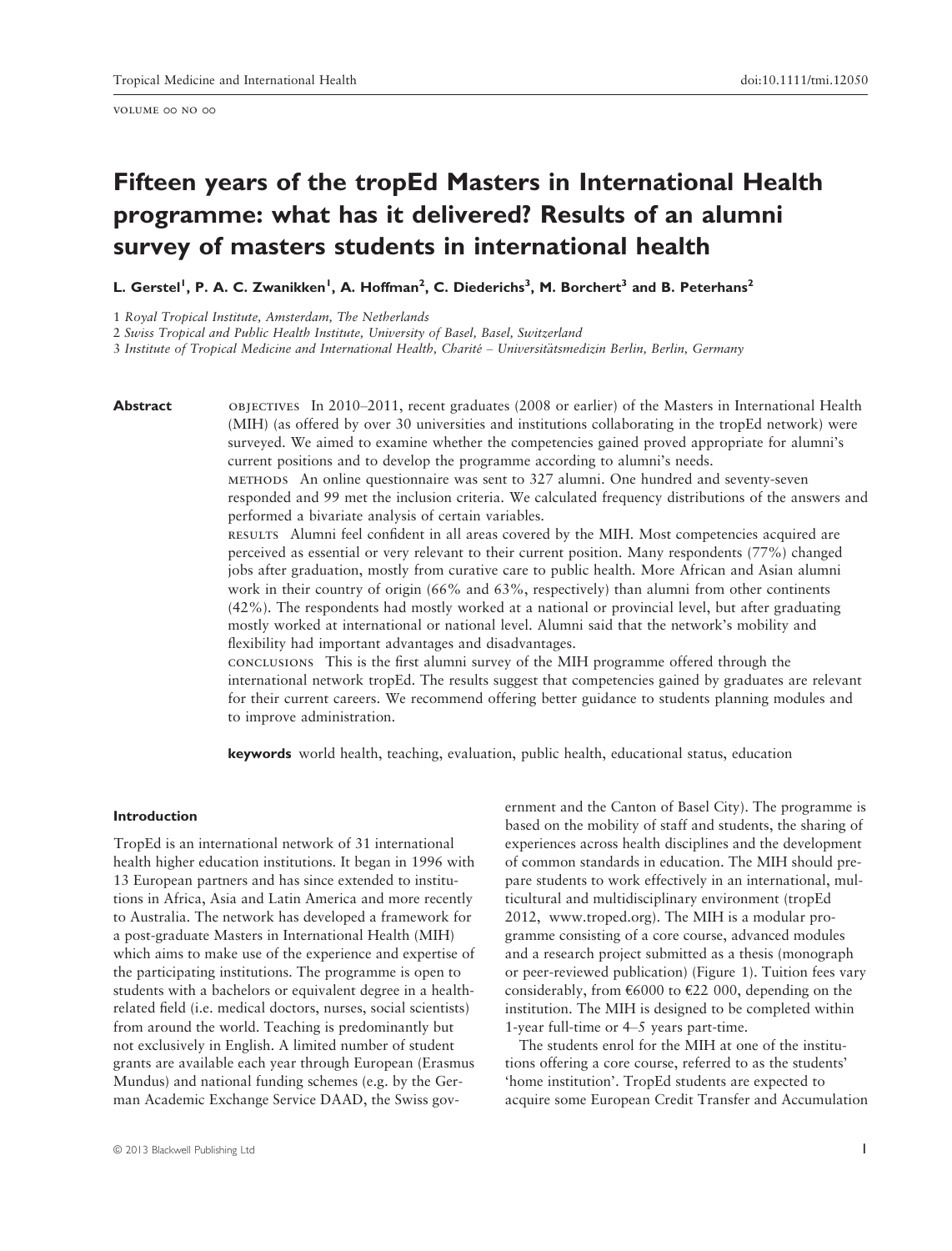# Fifteen years of the tropEd Masters in International Health programme: what has it delivered? Results of an alumni survey of masters students in international health

**L. Gerstel[1], P. A. C. Zwanikken[1], A. Hoffman[2], C. Diederichs[3], M. Borchert[3] and B. Peterhans[2]**

1 *Royal Tropical Institute, Amsterdam, The Netherlands*
2 *Swiss Tropical and Public Health Institute, University of Basel, Basel, Switzerland*
3 *Institute of Tropical Medicine and International Health, Charité – Universitätsmedizin Berlin, Berlin, Germany*

**Abstract**

OBJECTIVES In 2010–2011, recent graduates (2008 or earlier) of the Masters in International Health (MIH) (as offered by over 30 universities and institutions collaborating in the tropEd network) were surveyed. We aimed to examine whether the competencies gained proved appropriate for alumni's current positions and to develop the programme according to alumni's needs.

METHODS An online questionnaire was sent to 327 alumni. One hundred and seventy-seven responded and 99 met the inclusion criteria. We calculated frequency distributions of the answers and performed a bivariate analysis of certain variables.

RESULTS Alumni feel confident in all areas covered by the MIH. Most competencies acquired are perceived as essential or very relevant to their current position. Many respondents (77%) changed jobs after graduation, mostly from curative care to public health. More African and Asian alumni work in their country of origin (66% and 63%, respectively) than alumni from other continents (42%). The respondents had mostly worked at a national or provincial level, but after graduating mostly worked at international or national level. Alumni said that the network's mobility and flexibility had important advantages and disadvantages.

CONCLUSIONS This is the first alumni survey of the MIH programme offered through the international network tropEd. The results suggest that competencies gained by graduates are relevant for their current careers. We recommend offering better guidance to students planning modules and to improve administration.

**keywords** world health, teaching, evaluation, public health, educational status, education

## Introduction

TropEd is an international network of 31 international health higher education institutions. It began in 1996 with 13 European partners and has since extended to institutions in Africa, Asia and Latin America and more recently to Australia. The network has developed a framework for a post-graduate Masters in International Health (MIH) which aims to make use of the experience and expertise of the participating institutions. The programme is open to students with a bachelors or equivalent degree in a health-related field (i.e. medical doctors, nurses, social scientists) from around the world. Teaching is predominantly but not exclusively in English. A limited number of student grants are available each year through European (Erasmus Mundus) and national funding schemes (e.g. by the German Academic Exchange Service DAAD, the Swiss government and the Canton of Basel City). The programme is based on the mobility of staff and students, the sharing of experiences across health disciplines and the development of common standards in education. The MIH should prepare students to work effectively in an international, multicultural and multidisciplinary environment (tropEd 2012, www.troped.org). The MIH is a modular programme consisting of a core course, advanced modules and a research project submitted as a thesis (monograph or peer-reviewed publication) (Figure 1). Tuition fees vary considerably, from €6000 to €22 000, depending on the institution. The MIH is designed to be completed within 1-year full-time or 4–5 years part-time.

The students enrol for the MIH at one of the institutions offering a core course, referred to as the students' 'home institution'. TropEd students are expected to acquire some European Credit Transfer and Accumulation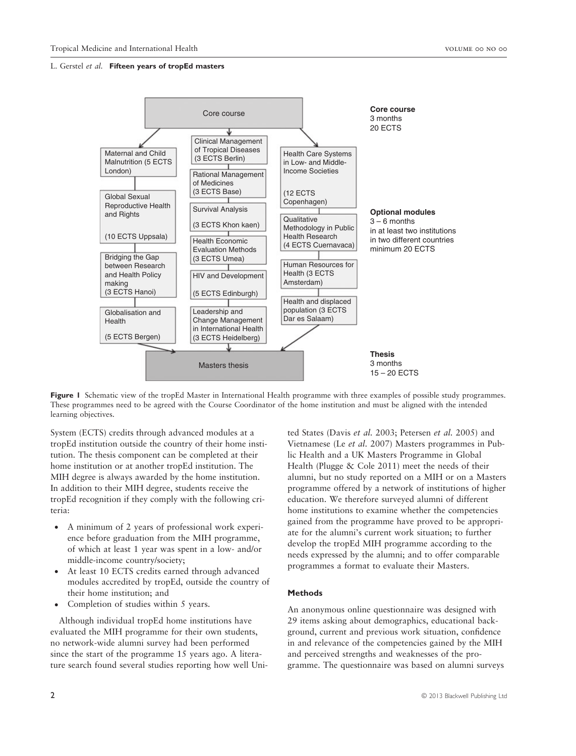Core course

Core course
3 months
20 ECTS

Maternal and Child Malnutrition (5 ECTS London)

Global Sexual Reproductive Health and Rights

(10 ECTS Uppsala)

Bridging the Gap between Research and Health Policy making
(3 ECTS Hanoi)

Globalisation and Health

(5 ECTS Bergen)

Clinical Management of Tropical Diseases
(3 ECTS Berlin)

Rational Management of Medicines
(3 ECTS Base)

Survival Analysis

(3 ECTS Khon kaen)

Health Economic Evaluation Methods
(3 ECTS Umea)

HIV and Development

(5 ECTS Edinburgh)

Leadership and Change Management in International Health
(3 ECTS Heidelberg)

Health Care Systems in Low- and Middle-Income Societies

(12 ECTS Copenhagen)

Qualitative Methodology in Public Health Research
(4 ECTS Cuernavaca)

Human Resources for Health (3 ECTS Amsterdam)

Health and displaced population (3 ECTS Dar es Salaam)

Optional modules
3 – 6 months
in at least two institutions in two different countries
minimum 20 ECTS

Masters thesis

Thesis
3 months
15 – 20 ECTS

**Figure 1** Schematic view of the tropEd Master in International Health programme with three examples of possible study programmes. These programmes need to be agreed with the Course Coordinator of the home institution and must be aligned with the intended learning objectives.

System (ECTS) credits through advanced modules at a tropEd institution outside the country of their home institution. The thesis component can be completed at their home institution or at another tropEd institution. The MIH degree is always awarded by the home institution. In addition to their MIH degree, students receive the tropEd recognition if they comply with the following criteria:

- A minimum of 2 years of professional work experience before graduation from the MIH programme, of which at least 1 year was spent in a low- and/or middle-income country/society;
- At least 10 ECTS credits earned through advanced modules accredited by tropEd, outside the country of their home institution; and
- Completion of studies within 5 years.

Although individual tropEd home institutions have evaluated the MIH programme for their own students, no network-wide alumni survey had been performed since the start of the programme 15 years ago. A literature search found several studies reporting how well United States (Davis *et al.* 2003; Petersen *et al.* 2005) and Vietnamese (Le *et al.* 2007) Masters programmes in Public Health and a UK Masters Programme in Global Health (Plugge & Cole 2011) meet the needs of their alumni, but no study reported on a MIH or on a Masters programme offered by a network of institutions of higher education. We therefore surveyed alumni of different home institutions to examine whether the competencies gained from the programme have proved to be appropriate for the alumni's current work situation; to further develop the tropEd MIH programme according to the needs expressed by the alumni; and to offer comparable programmes a format to evaluate their Masters.

## Methods

An anonymous online questionnaire was designed with 29 items asking about demographics, educational background, current and previous work situation, confidence in and relevance of the competencies gained by the MIH and perceived strengths and weaknesses of the programme. The questionnaire was based on alumni surveys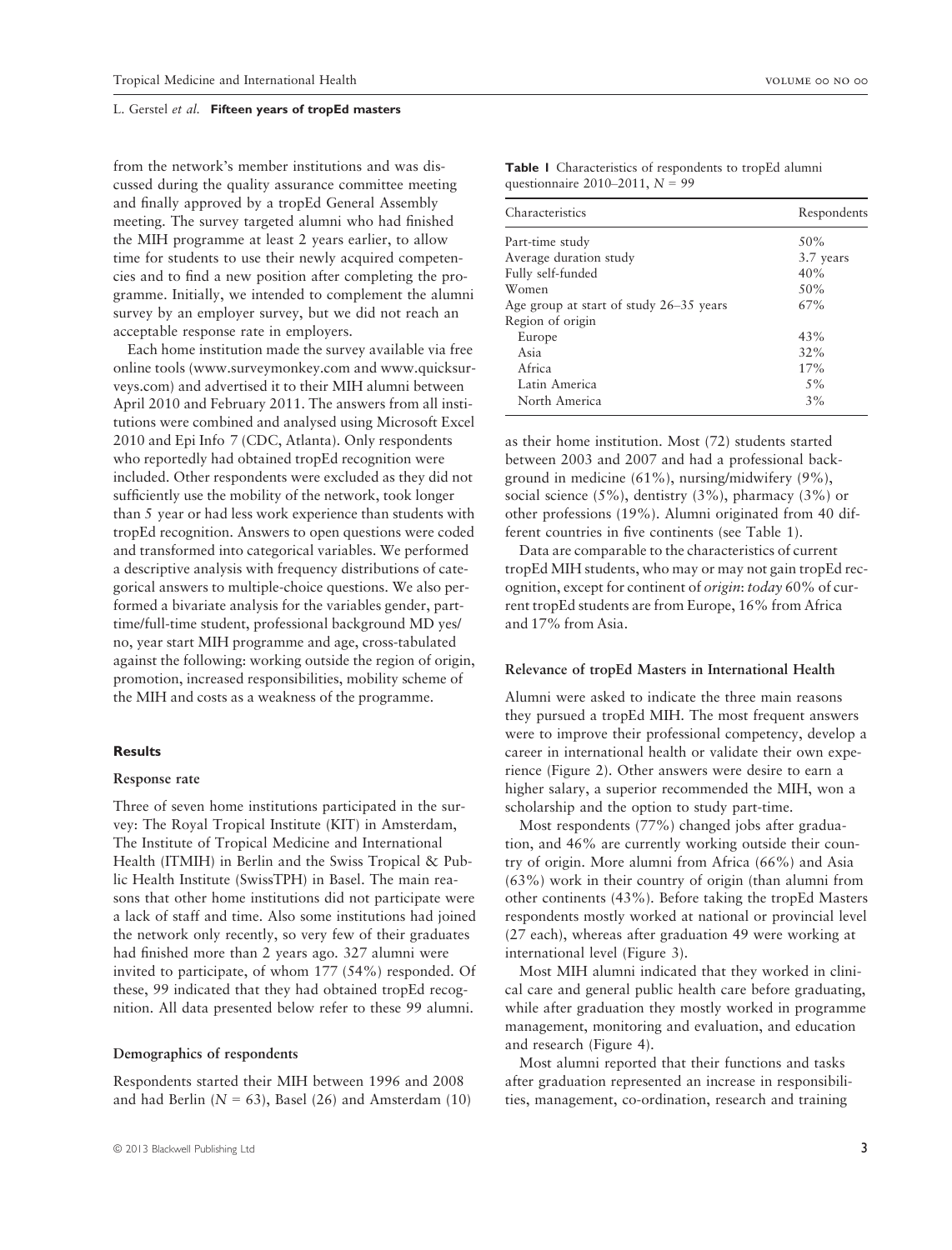from the network's member institutions and was discussed during the quality assurance committee meeting and finally approved by a tropEd General Assembly meeting. The survey targeted alumni who had finished the MIH programme at least 2 years earlier, to allow time for students to use their newly acquired competencies and to find a new position after completing the programme. Initially, we intended to complement the alumni survey by an employer survey, but we did not reach an acceptable response rate in employers.

Each home institution made the survey available via free online tools (www.surveymonkey.com and www.quicksurveys.com) and advertised it to their MIH alumni between April 2010 and February 2011. The answers from all institutions were combined and analysed using Microsoft Excel 2010 and Epi Info 7 (CDC, Atlanta). Only respondents who reportedly had obtained tropEd recognition were included. Other respondents were excluded as they did not sufficiently use the mobility of the network, took longer than 5 year or had less work experience than students with tropEd recognition. Answers to open questions were coded and transformed into categorical variables. We performed a descriptive analysis with frequency distributions of categorical answers to multiple-choice questions. We also performed a bivariate analysis for the variables gender, part-time/full-time student, professional background MD yes/no, year start MIH programme and age, cross-tabulated against the following: working outside the region of origin, promotion, increased responsibilities, mobility scheme of the MIH and costs as a weakness of the programme.

## Results

### Response rate

Three of seven home institutions participated in the survey: The Royal Tropical Institute (KIT) in Amsterdam, The Institute of Tropical Medicine and International Health (ITMIH) in Berlin and the Swiss Tropical & Public Health Institute (SwissTPH) in Basel. The main reasons that other home institutions did not participate were a lack of staff and time. Also some institutions had joined the network only recently, so very few of their graduates had finished more than 2 years ago. 327 alumni were invited to participate, of whom 177 (54%) responded. Of these, 99 indicated that they had obtained tropEd recognition. All data presented below refer to these 99 alumni.

### Demographics of respondents

Respondents started their MIH between 1996 and 2008 and had Berlin ($N = 63$), Basel (26) and Amsterdam (10) as their home institution. Most (72) students started between 2003 and 2007 and had a professional background in medicine (61%), nursing/midwifery (9%), social science (5%), dentistry (3%), pharmacy (3%) or other professions (19%). Alumni originated from 40 different countries in five continents (see Table 1).

**Table 1** Characteristics of respondents to tropEd alumni questionnaire 2010–2011, $N = 99$

| Characteristics | Respondents |
|---|---|
| Part-time study | 50% |
| Average duration study | 3.7 years |
| Fully self-funded | 40% |
| Women | 50% |
| Age group at start of study 26–35 years | 67% |
| Region of origin | |
| Europe | 43% |
| Asia | 32% |
| Africa | 17% |
| Latin America | 5% |
| North America | 3% |

Data are comparable to the characteristics of current tropEd MIH students, who may or may not gain tropEd recognition, except for continent of *origin*: *today* 60% of current tropEd students are from Europe, 16% from Africa and 17% from Asia.

### Relevance of tropEd Masters in International Health

Alumni were asked to indicate the three main reasons they pursued a tropEd MIH. The most frequent answers were to improve their professional competency, develop a career in international health or validate their own experience (Figure 2). Other answers were desire to earn a higher salary, a superior recommended the MIH, won a scholarship and the option to study part-time.

Most respondents (77%) changed jobs after graduation, and 46% are currently working outside their country of origin. More alumni from Africa (66%) and Asia (63%) work in their country of origin (than alumni from other continents (43%). Before taking the tropEd Masters respondents mostly worked at national or provincial level (27 each), whereas after graduation 49 were working at international level (Figure 3).

Most MIH alumni indicated that they worked in clinical care and general public health care before graduating, while after graduation they mostly worked in programme management, monitoring and evaluation, and education and research (Figure 4).

Most alumni reported that their functions and tasks after graduation represented an increase in responsibilities, management, co-ordination, research and training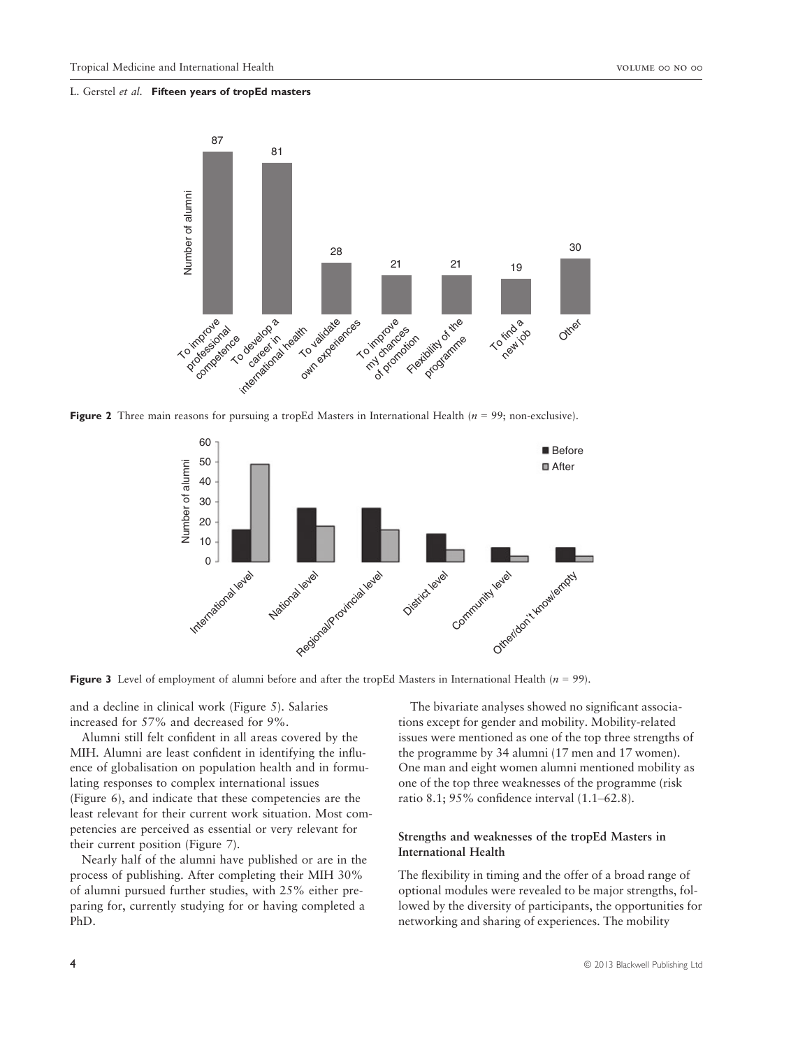**Figure 2** Three main reasons for pursuing a tropEd Masters in International Health ($n$ = 99; non-exclusive).

**Figure 3** Level of employment of alumni before and after the tropEd Masters in International Health ($n$ = 99).

and a decline in clinical work (Figure 5). Salaries increased for 57% and decreased for 9%.

Alumni still felt confident in all areas covered by the MIH. Alumni are least confident in identifying the influence of globalisation on population health and in formulating responses to complex international issues (Figure 6), and indicate that these competencies are the least relevant for their current work situation. Most competencies are perceived as essential or very relevant for their current position (Figure 7).

Nearly half of the alumni have published or are in the process of publishing. After completing their MIH 30% of alumni pursued further studies, with 25% either preparing for, currently studying for or having completed a PhD.

The bivariate analyses showed no significant associations except for gender and mobility. Mobility-related issues were mentioned as one of the top three strengths of the programme by 34 alumni (17 men and 17 women). One man and eight women alumni mentioned mobility as one of the top three weaknesses of the programme (risk ratio 8.1; 95% confidence interval (1.1–62.8).

### Strengths and weaknesses of the tropEd Masters in International Health

The flexibility in timing and the offer of a broad range of optional modules were revealed to be major strengths, followed by the diversity of participants, the opportunities for networking and sharing of experiences. The mobility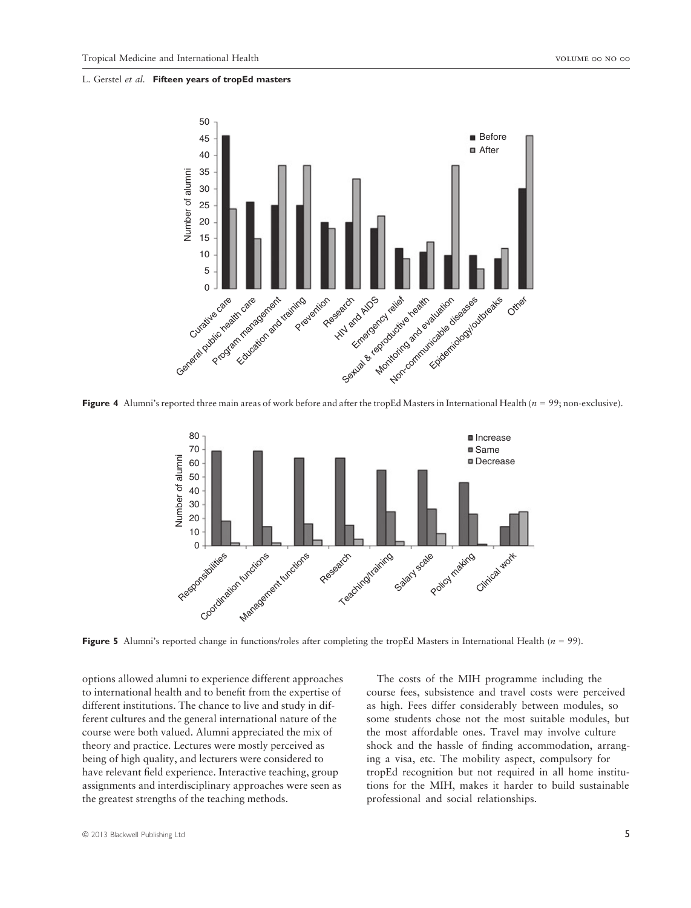**Figure 4** Alumni's reported three main areas of work before and after the tropEd Masters in International Health ($n$ = 99; non-exclusive).

**Figure 5** Alumni's reported change in functions/roles after completing the tropEd Masters in International Health ($n$ = 99).

options allowed alumni to experience different approaches to international health and to benefit from the expertise of different institutions. The chance to live and study in different cultures and the general international nature of the course were both valued. Alumni appreciated the mix of theory and practice. Lectures were mostly perceived as being of high quality, and lecturers were considered to have relevant field experience. Interactive teaching, group assignments and interdisciplinary approaches were seen as the greatest strengths of the teaching methods.

The costs of the MIH programme including the course fees, subsistence and travel costs were perceived as high. Fees differ considerably between modules, so some students chose not the most suitable modules, but the most affordable ones. Travel may involve culture shock and the hassle of finding accommodation, arranging a visa, etc. The mobility aspect, compulsory for tropEd recognition but not required in all home institutions for the MIH, makes it harder to build sustainable professional and social relationships.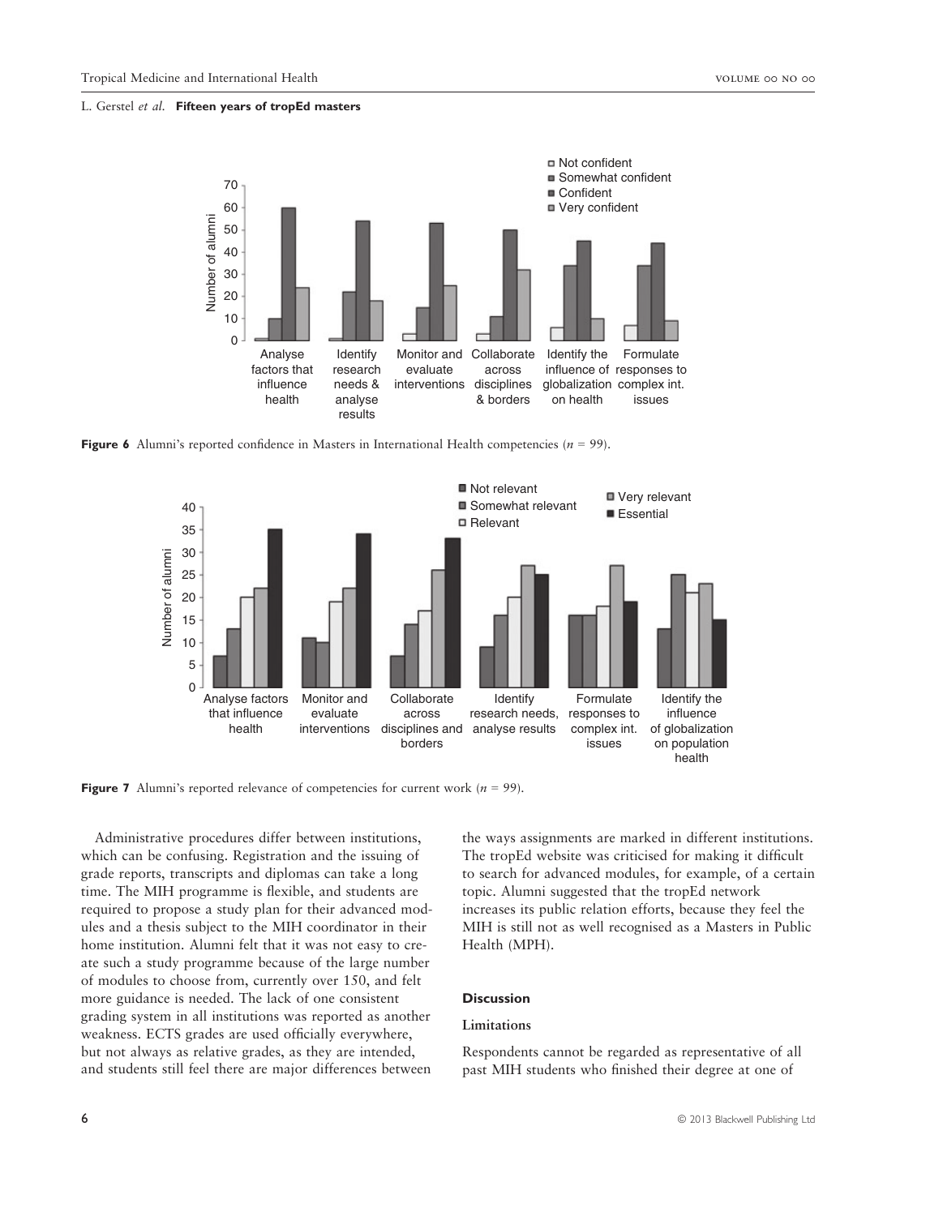**Figure 6** Alumni's reported confidence in Masters in International Health competencies ($n$ = 99).

**Figure 7** Alumni's reported relevance of competencies for current work ($n$ = 99).

Administrative procedures differ between institutions, which can be confusing. Registration and the issuing of grade reports, transcripts and diplomas can take a long time. The MIH programme is flexible, and students are required to propose a study plan for their advanced modules and a thesis subject to the MIH coordinator in their home institution. Alumni felt that it was not easy to create such a study programme because of the large number of modules to choose from, currently over 150, and felt more guidance is needed. The lack of one consistent grading system in all institutions was reported as another weakness. ECTS grades are used officially everywhere, but not always as relative grades, as they are intended, and students still feel there are major differences between the ways assignments are marked in different institutions. The tropEd website was criticised for making it difficult to search for advanced modules, for example, of a certain topic. Alumni suggested that the tropEd network increases its public relation efforts, because they feel the MIH is still not as well recognised as a Masters in Public Health (MPH).

## Discussion

### Limitations

Respondents cannot be regarded as representative of all past MIH students who finished their degree at one of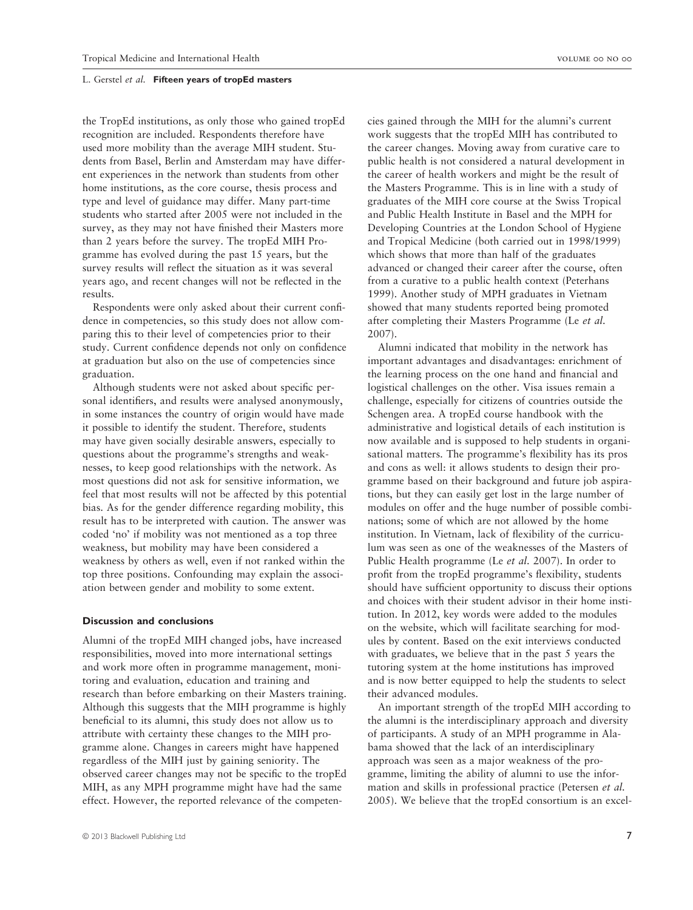the TropEd institutions, as only those who gained tropEd recognition are included. Respondents therefore have used more mobility than the average MIH student. Students from Basel, Berlin and Amsterdam may have different experiences in the network than students from other home institutions, as the core course, thesis process and type and level of guidance may differ. Many part-time students who started after 2005 were not included in the survey, as they may not have finished their Masters more than 2 years before the survey. The tropEd MIH Programme has evolved during the past 15 years, but the survey results will reflect the situation as it was several years ago, and recent changes will not be reflected in the results.

Respondents were only asked about their current confidence in competencies, so this study does not allow comparing this to their level of competencies prior to their study. Current confidence depends not only on confidence at graduation but also on the use of competencies since graduation.

Although students were not asked about specific personal identifiers, and results were analysed anonymously, in some instances the country of origin would have made it possible to identify the student. Therefore, students may have given socially desirable answers, especially to questions about the programme's strengths and weaknesses, to keep good relationships with the network. As most questions did not ask for sensitive information, we feel that most results will not be affected by this potential bias. As for the gender difference regarding mobility, this result has to be interpreted with caution. The answer was coded 'no' if mobility was not mentioned as a top three weakness, but mobility may have been considered a weakness by others as well, even if not ranked within the top three positions. Confounding may explain the association between gender and mobility to some extent.

## Discussion and conclusions

Alumni of the tropEd MIH changed jobs, have increased responsibilities, moved into more international settings and work more often in programme management, monitoring and evaluation, education and training and research than before embarking on their Masters training. Although this suggests that the MIH programme is highly beneficial to its alumni, this study does not allow us to attribute with certainty these changes to the MIH programme alone. Changes in careers might have happened regardless of the MIH just by gaining seniority. The observed career changes may not be specific to the tropEd MIH, as any MPH programme might have had the same effect. However, the reported relevance of the competencies gained through the MIH for the alumni's current work suggests that the tropEd MIH has contributed to the career changes. Moving away from curative care to public health is not considered a natural development in the career of health workers and might be the result of the Masters Programme. This is in line with a study of graduates of the MIH core course at the Swiss Tropical and Public Health Institute in Basel and the MPH for Developing Countries at the London School of Hygiene and Tropical Medicine (both carried out in 1998/1999) which shows that more than half of the graduates advanced or changed their career after the course, often from a curative to a public health context (Peterhans 1999). Another study of MPH graduates in Vietnam showed that many students reported being promoted after completing their Masters Programme (Le *et al.* 2007).

Alumni indicated that mobility in the network has important advantages and disadvantages: enrichment of the learning process on the one hand and financial and logistical challenges on the other. Visa issues remain a challenge, especially for citizens of countries outside the Schengen area. A tropEd course handbook with the administrative and logistical details of each institution is now available and is supposed to help students in organisational matters. The programme's flexibility has its pros and cons as well: it allows students to design their programme based on their background and future job aspirations, but they can easily get lost in the large number of modules on offer and the huge number of possible combinations; some of which are not allowed by the home institution. In Vietnam, lack of flexibility of the curriculum was seen as one of the weaknesses of the Masters of Public Health programme (Le *et al.* 2007). In order to profit from the tropEd programme's flexibility, students should have sufficient opportunity to discuss their options and choices with their student advisor in their home institution. In 2012, key words were added to the modules on the website, which will facilitate searching for modules by content. Based on the exit interviews conducted with graduates, we believe that in the past 5 years the tutoring system at the home institutions has improved and is now better equipped to help the students to select their advanced modules.

An important strength of the tropEd MIH according to the alumni is the interdisciplinary approach and diversity of participants. A study of an MPH programme in Alabama showed that the lack of an interdisciplinary approach was seen as a major weakness of the programme, limiting the ability of alumni to use the information and skills in professional practice (Petersen *et al.* 2005). We believe that the tropEd consortium is an excel-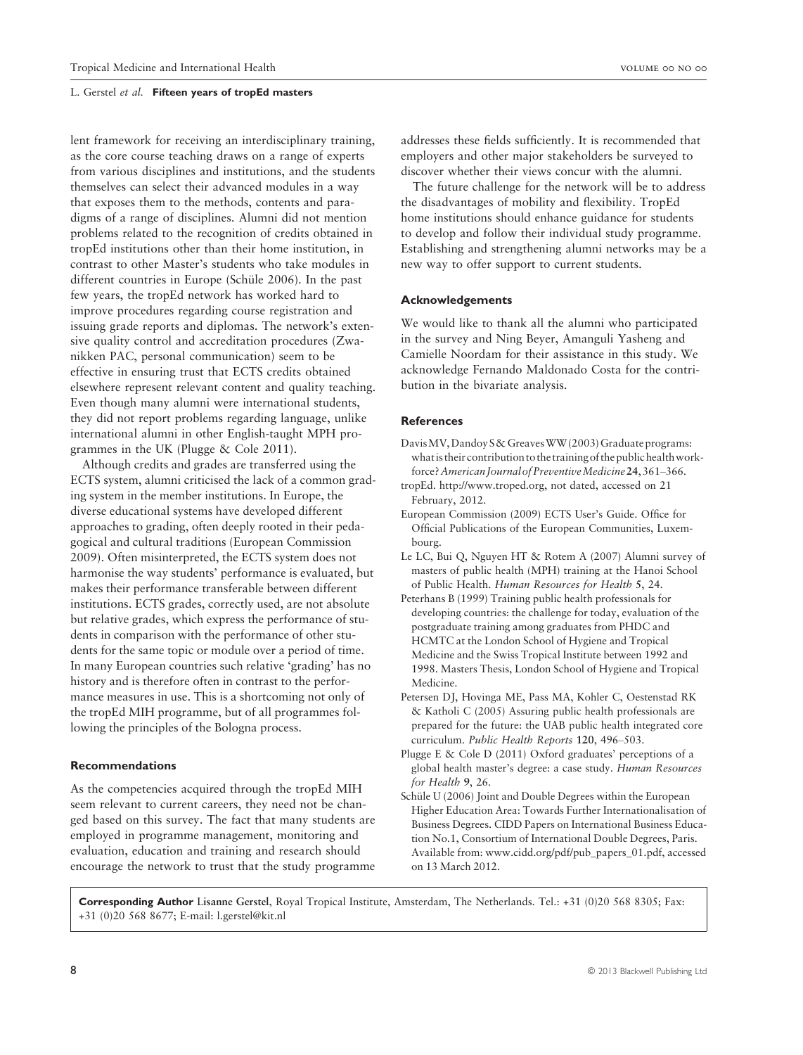lent framework for receiving an interdisciplinary training, as the core course teaching draws on a range of experts from various disciplines and institutions, and the students themselves can select their advanced modules in a way that exposes them to the methods, contents and paradigms of a range of disciplines. Alumni did not mention problems related to the recognition of credits obtained in tropEd institutions other than their home institution, in contrast to other Master's students who take modules in different countries in Europe (Schüle 2006). In the past few years, the tropEd network has worked hard to improve procedures regarding course registration and issuing grade reports and diplomas. The network's extensive quality control and accreditation procedures (Zwanikken PAC, personal communication) seem to be effective in ensuring trust that ECTS credits obtained elsewhere represent relevant content and quality teaching. Even though many alumni were international students, they did not report problems regarding language, unlike international alumni in other English-taught MPH programmes in the UK (Plugge & Cole 2011).

Although credits and grades are transferred using the ECTS system, alumni criticised the lack of a common grading system in the member institutions. In Europe, the diverse educational systems have developed different approaches to grading, often deeply rooted in their pedagogical and cultural traditions (European Commission 2009). Often misinterpreted, the ECTS system does not harmonise the way students' performance is evaluated, but makes their performance transferable between different institutions. ECTS grades, correctly used, are not absolute but relative grades, which express the performance of students in comparison with the performance of other students for the same topic or module over a period of time. In many European countries such relative 'grading' has no history and is therefore often in contrast to the performance measures in use. This is a shortcoming not only of the tropEd MIH programme, but of all programmes following the principles of the Bologna process.

## Recommendations

As the competencies acquired through the tropEd MIH seem relevant to current careers, they need not be changed based on this survey. The fact that many students are employed in programme management, monitoring and evaluation, education and training and research should encourage the network to trust that the study programme addresses these fields sufficiently. It is recommended that employers and other major stakeholders be surveyed to discover whether their views concur with the alumni.

The future challenge for the network will be to address the disadvantages of mobility and flexibility. TropEd home institutions should enhance guidance for students to develop and follow their individual study programme. Establishing and strengthening alumni networks may be a new way to offer support to current students.

## Acknowledgements

We would like to thank all the alumni who participated in the survey and Ning Beyer, Amanguli Yasheng and Camielle Noordam for their assistance in this study. We acknowledge Fernando Maldonado Costa for the contribution in the bivariate analysis.

## References

Davis MV, Dandoy S & Greaves WW (2003) Graduate programs: what is their contribution to the training of the public health workforce? *American Journal of Preventive Medicine* **24**, 361–366.

tropEd. http://www.troped.org, not dated, accessed on 21 February, 2012.

European Commission (2009) ECTS User's Guide. Office for Official Publications of the European Communities, Luxembourg.

Le LC, Bui Q, Nguyen HT & Rotem A (2007) Alumni survey of masters of public health (MPH) training at the Hanoi School of Public Health. *Human Resources for Health* **5**, 24.

Peterhans B (1999) Training public health professionals for developing countries: the challenge for today, evaluation of the postgraduate training among graduates from PHDC and HCMTC at the London School of Hygiene and Tropical Medicine and the Swiss Tropical Institute between 1992 and 1998. Masters Thesis, London School of Hygiene and Tropical Medicine.

Petersen DJ, Hovinga ME, Pass MA, Kohler C, Oestenstad RK & Katholi C (2005) Assuring public health professionals are prepared for the future: the UAB public health integrated core curriculum. *Public Health Reports* **120**, 496–503.

Plugge E & Cole D (2011) Oxford graduates' perceptions of a global health master's degree: a case study. *Human Resources for Health* **9**, 26.

Schüle U (2006) Joint and Double Degrees within the European Higher Education Area: Towards Further Internationalisation of Business Degrees. CIDD Papers on International Business Education No.1, Consortium of International Double Degrees, Paris. Available from: www.cidd.org/pdf/pub_papers_01.pdf, accessed on 13 March 2012.

**Corresponding Author** **Lisanne Gerstel**, Royal Tropical Institute, Amsterdam, The Netherlands. Tel.: +31 (0)20 568 8305; Fax: +31 (0)20 568 8677; E-mail: l.gerstel@kit.nl